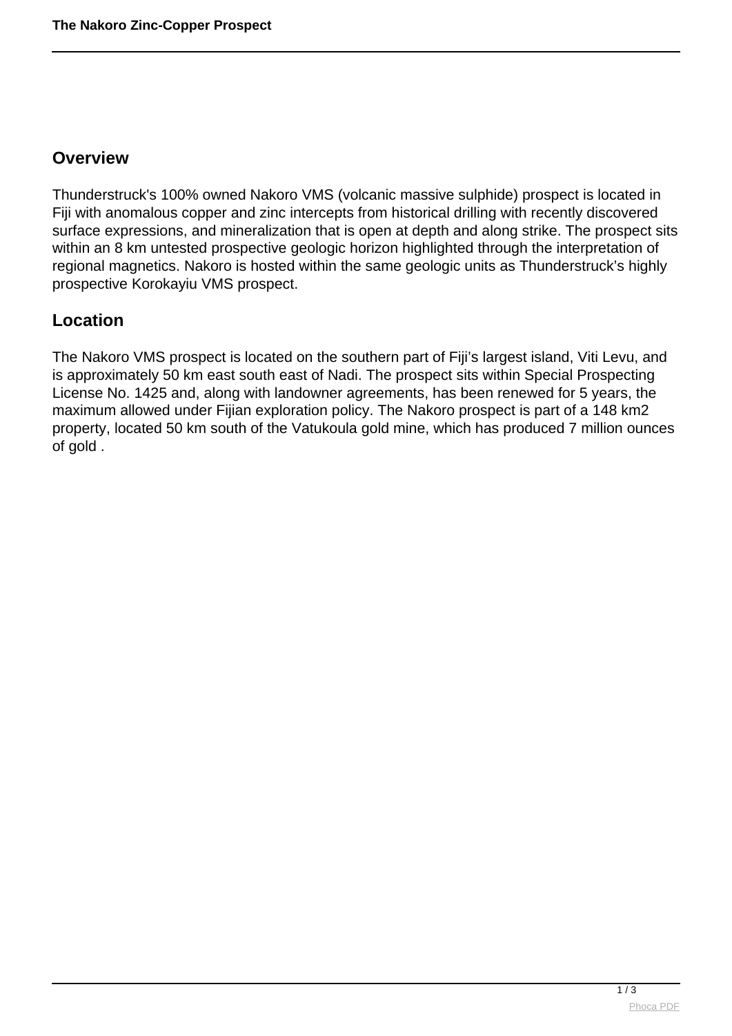## Overview

Thunderstruck's 100% owned Nakoro VMS (volcanic massive sulphide) prospect is located in Fiji with anomalous copper and zinc intercepts from historical drilling with recently discovered surface expressions, and mineralization that is open at depth and along strike. The prospect sits within an 8 km untested prospective geologic horizon highlighted through the interpretation of regional magnetics. Nakoro is hosted within the same geologic units as Thunderstruck's highly prospective Korokayiu VMS prospect.

## Location

The Nakoro VMS prospect is located on the southern part of Fiji's largest island, Viti Levu, and is approximately 50 km east south east of Nadi. The prospect sits within Special Prospecting License No. 1425 and, along with landowner agreements, has been renewed for 5 years, the maximum allowed under Fijian exploration policy. The Nakoro prospect is part of a 148 km2 property, located 50 km south of the Vatukoula gold mine, which has produced 7 million ounces of gold .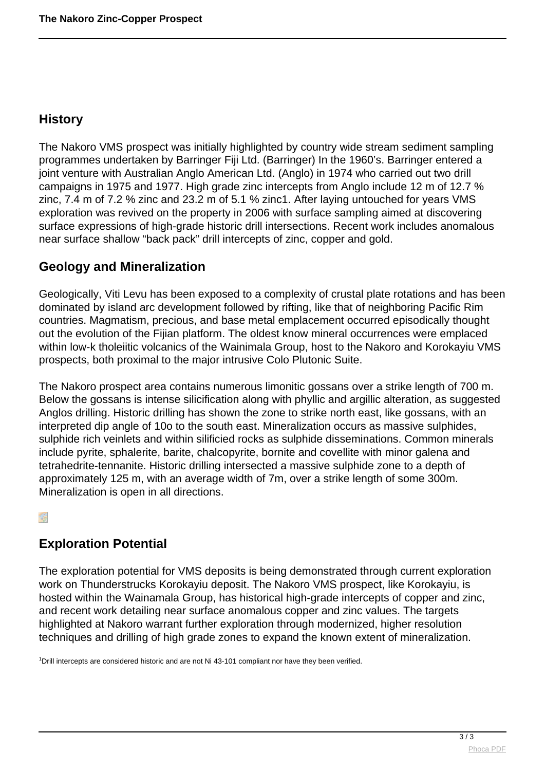## History

The Nakoro VMS prospect was initially highlighted by country wide stream sediment sampling programmes undertaken by Barringer Fiji Ltd. (Barringer) In the 1960's. Barringer entered a joint venture with Australian Anglo American Ltd. (Anglo) in 1974 who carried out two drill campaigns in 1975 and 1977. High grade zinc intercepts from Anglo include 12 m of 12.7 % zinc, 7.4 m of 7.2 % zinc and 23.2 m of 5.1 % zinc[1]. After laying untouched for years VMS exploration was revived on the property in 2006 with surface sampling aimed at discovering surface expressions of high-grade historic drill intersections. Recent work includes anomalous near surface shallow "back pack" drill intercepts of zinc, copper and gold.

## Geology and Mineralization

Geologically, Viti Levu has been exposed to a complexity of crustal plate rotations and has been dominated by island arc development followed by rifting, like that of neighboring Pacific Rim countries. Magmatism, precious, and base metal emplacement occurred episodically thought out the evolution of the Fijian platform. The oldest know mineral occurrences were emplaced within low-k tholeiitic volcanics of the Wainimala Group, host to the Nakoro and Korokayiu VMS prospects, both proximal to the major intrusive Colo Plutonic Suite.

The Nakoro prospect area contains numerous limonitic gossans over a strike length of 700 m. Below the gossans is intense silicification along with phyllic and argillic alteration, as suggested Anglos drilling. Historic drilling has shown the zone to strike north east, like gossans, with an interpreted dip angle of 10o to the south east. Mineralization occurs as massive sulphides, sulphide rich veinlets and within silificied rocks as sulphide disseminations. Common minerals include pyrite, sphalerite, barite, chalcopyrite, bornite and covellite with minor galena and tetrahedrite-tennanite. Historic drilling intersected a massive sulphide zone to a depth of approximately 125 m, with an average width of 7m, over a strike length of some 300m. Mineralization is open in all directions.

## Exploration Potential

The exploration potential for VMS deposits is being demonstrated through current exploration work on Thunderstrucks Korokayiu deposit. The Nakoro VMS prospect, like Korokayiu, is hosted within the Wainamala Group, has historical high-grade intercepts of copper and zinc, and recent work detailing near surface anomalous copper and zinc values. The targets highlighted at Nakoro warrant further exploration through modernized, higher resolution techniques and drilling of high grade zones to expand the known extent of mineralization.

[1]Drill intercepts are considered historic and are not Ni 43-101 compliant nor have they been verified.